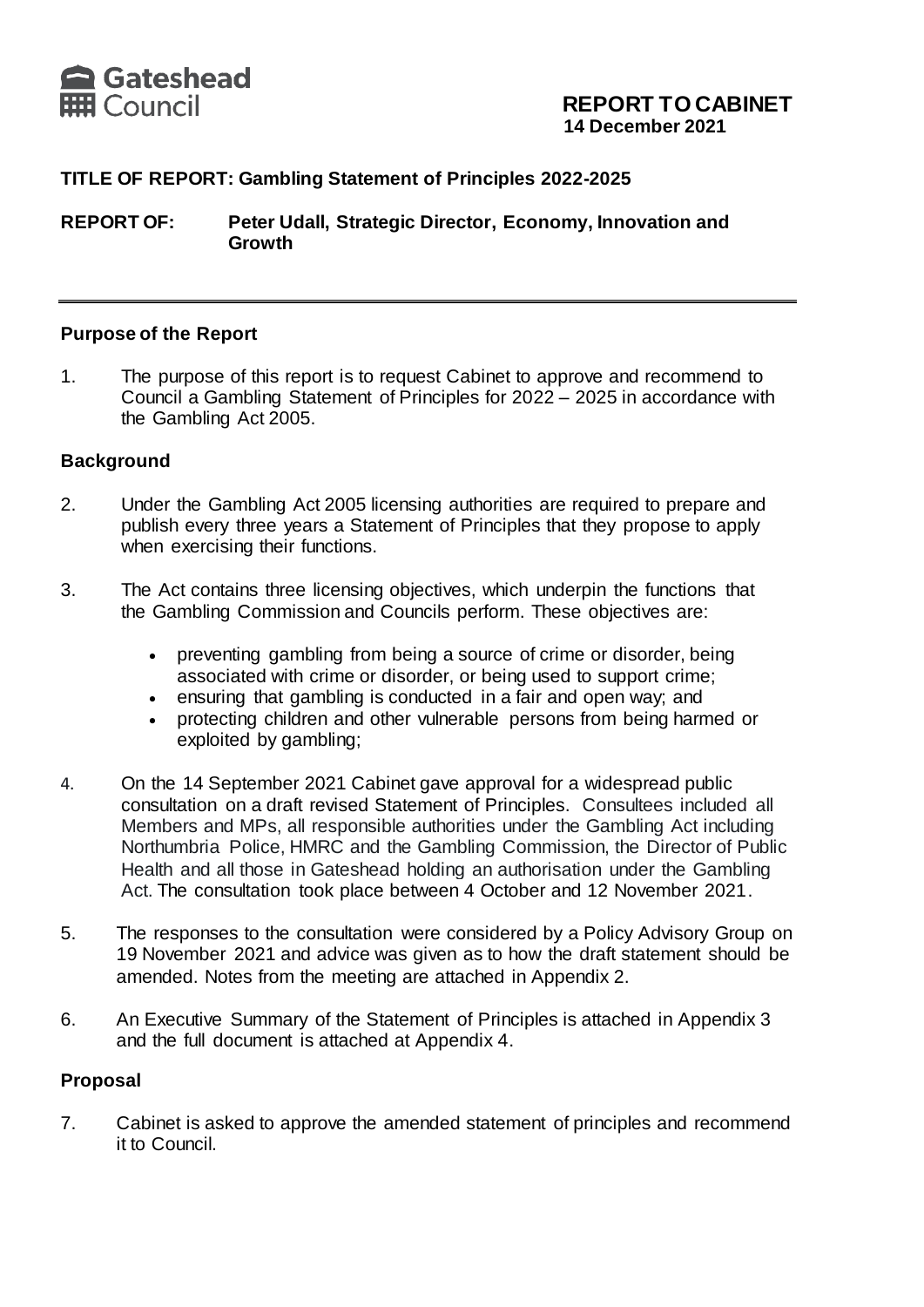**Gateshead Council**

**REPORT TO CABINET**
**14 December 2021**

**TITLE OF REPORT: Gambling Statement of Principles 2022-2025**

**REPORT OF: Peter Udall, Strategic Director, Economy, Innovation and Growth**

---

## Purpose of the Report

1. The purpose of this report is to request Cabinet to approve and recommend to Council a Gambling Statement of Principles for 2022 – 2025 in accordance with the Gambling Act 2005.

## Background

2. Under the Gambling Act 2005 licensing authorities are required to prepare and publish every three years a Statement of Principles that they propose to apply when exercising their functions.

3. The Act contains three licensing objectives, which underpin the functions that the Gambling Commission and Councils perform. These objectives are:

   - preventing gambling from being a source of crime or disorder, being associated with crime or disorder, or being used to support crime;
   - ensuring that gambling is conducted in a fair and open way; and
   - protecting children and other vulnerable persons from being harmed or exploited by gambling;

4. On the 14 September 2021 Cabinet gave approval for a widespread public consultation on a draft revised Statement of Principles. Consultees included all Members and MPs, all responsible authorities under the Gambling Act including Northumbria Police, HMRC and the Gambling Commission, the Director of Public Health and all those in Gateshead holding an authorisation under the Gambling Act. The consultation took place between 4 October and 12 November 2021.

5. The responses to the consultation were considered by a Policy Advisory Group on 19 November 2021 and advice was given as to how the draft statement should be amended. Notes from the meeting are attached in Appendix 2.

6. An Executive Summary of the Statement of Principles is attached in Appendix 3 and the full document is attached at Appendix 4.

## Proposal

7. Cabinet is asked to approve the amended statement of principles and recommend it to Council.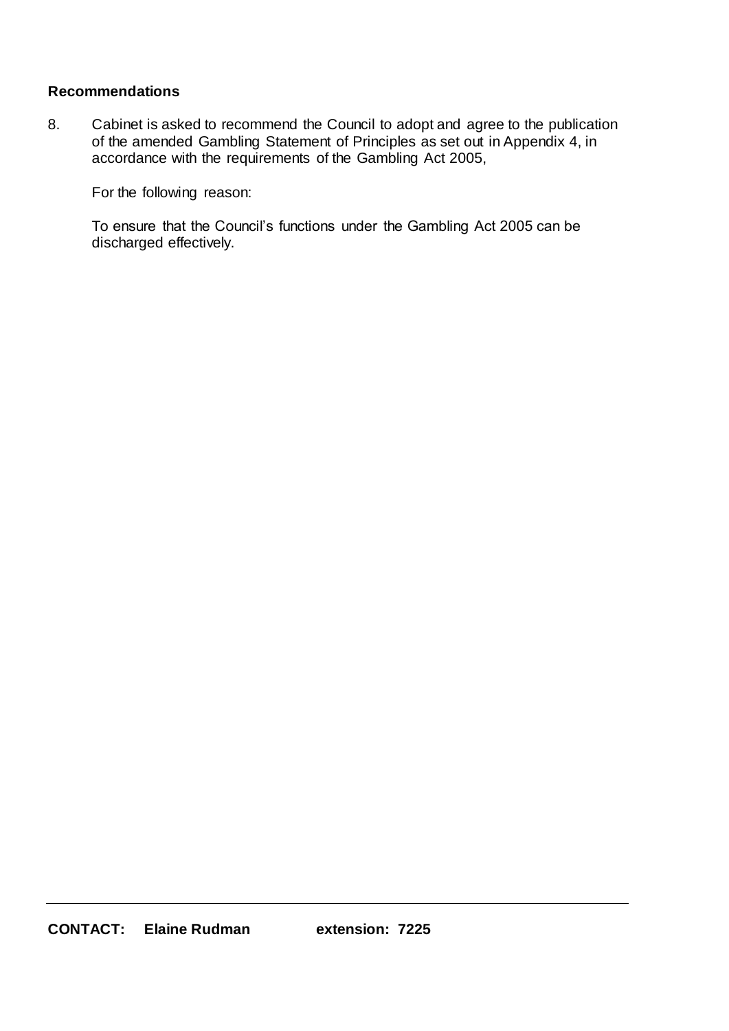### Recommendations

8. Cabinet is asked to recommend the Council to adopt and agree to the publication of the amended Gambling Statement of Principles as set out in Appendix 4, in accordance with the requirements of the Gambling Act 2005,

   For the following reason:

   To ensure that the Council's functions under the Gambling Act 2005 can be discharged effectively.

---

**CONTACT: Elaine Rudman extension: 7225**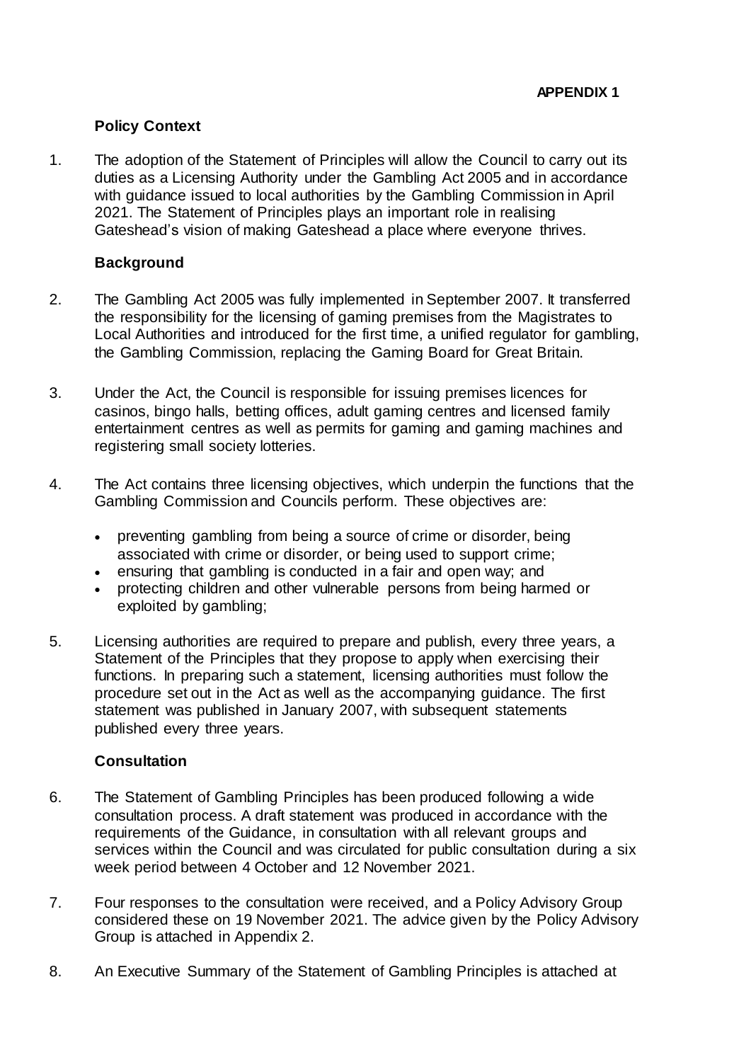**APPENDIX 1**

## Policy Context

1. The adoption of the Statement of Principles will allow the Council to carry out its duties as a Licensing Authority under the Gambling Act 2005 and in accordance with guidance issued to local authorities by the Gambling Commission in April 2021. The Statement of Principles plays an important role in realising Gateshead's vision of making Gateshead a place where everyone thrives.

## Background

2. The Gambling Act 2005 was fully implemented in September 2007. It transferred the responsibility for the licensing of gaming premises from the Magistrates to Local Authorities and introduced for the first time, a unified regulator for gambling, the Gambling Commission, replacing the Gaming Board for Great Britain.

3. Under the Act, the Council is responsible for issuing premises licences for casinos, bingo halls, betting offices, adult gaming centres and licensed family entertainment centres as well as permits for gaming and gaming machines and registering small society lotteries.

4. The Act contains three licensing objectives, which underpin the functions that the Gambling Commission and Councils perform. These objectives are:

   - preventing gambling from being a source of crime or disorder, being associated with crime or disorder, or being used to support crime;
   - ensuring that gambling is conducted in a fair and open way; and
   - protecting children and other vulnerable persons from being harmed or exploited by gambling;

5. Licensing authorities are required to prepare and publish, every three years, a Statement of the Principles that they propose to apply when exercising their functions. In preparing such a statement, licensing authorities must follow the procedure set out in the Act as well as the accompanying guidance. The first statement was published in January 2007, with subsequent statements published every three years.

## Consultation

6. The Statement of Gambling Principles has been produced following a wide consultation process. A draft statement was produced in accordance with the requirements of the Guidance, in consultation with all relevant groups and services within the Council and was circulated for public consultation during a six week period between 4 October and 12 November 2021.

7. Four responses to the consultation were received, and a Policy Advisory Group considered these on 19 November 2021. The advice given by the Policy Advisory Group is attached in Appendix 2.

8. An Executive Summary of the Statement of Gambling Principles is attached at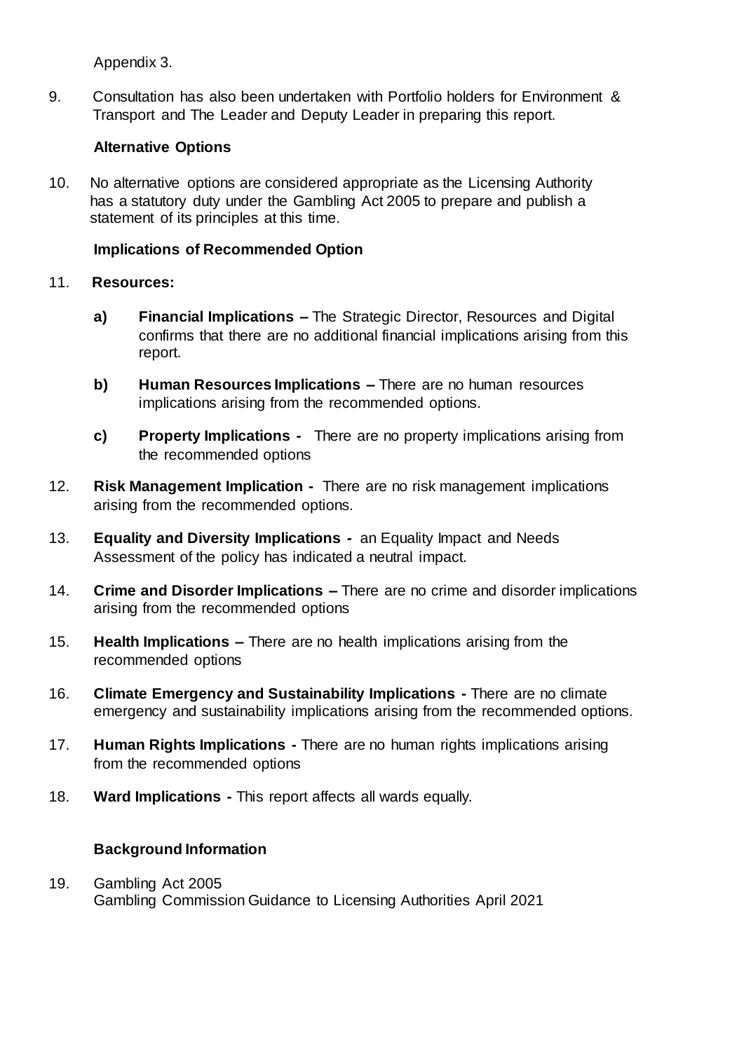Appendix 3.

9. Consultation has also been undertaken with Portfolio holders for Environment & Transport and The Leader and Deputy Leader in preparing this report.

**Alternative Options**

10. No alternative options are considered appropriate as the Licensing Authority has a statutory duty under the Gambling Act 2005 to prepare and publish a statement of its principles at this time.

**Implications of Recommended Option**

11. **Resources:**

    **a) Financial Implications –** The Strategic Director, Resources and Digital confirms that there are no additional financial implications arising from this report.

    **b) Human Resources Implications –** There are no human resources implications arising from the recommended options.

    **c) Property Implications -** There are no property implications arising from the recommended options

12. **Risk Management Implication -** There are no risk management implications arising from the recommended options.

13. **Equality and Diversity Implications -** an Equality Impact and Needs Assessment of the policy has indicated a neutral impact.

14. **Crime and Disorder Implications –** There are no crime and disorder implications arising from the recommended options

15. **Health Implications –** There are no health implications arising from the recommended options

16. **Climate Emergency and Sustainability Implications -** There are no climate emergency and sustainability implications arising from the recommended options.

17. **Human Rights Implications -** There are no human rights implications arising from the recommended options

18. **Ward Implications -** This report affects all wards equally.

**Background Information**

19. Gambling Act 2005
    Gambling Commission Guidance to Licensing Authorities April 2021